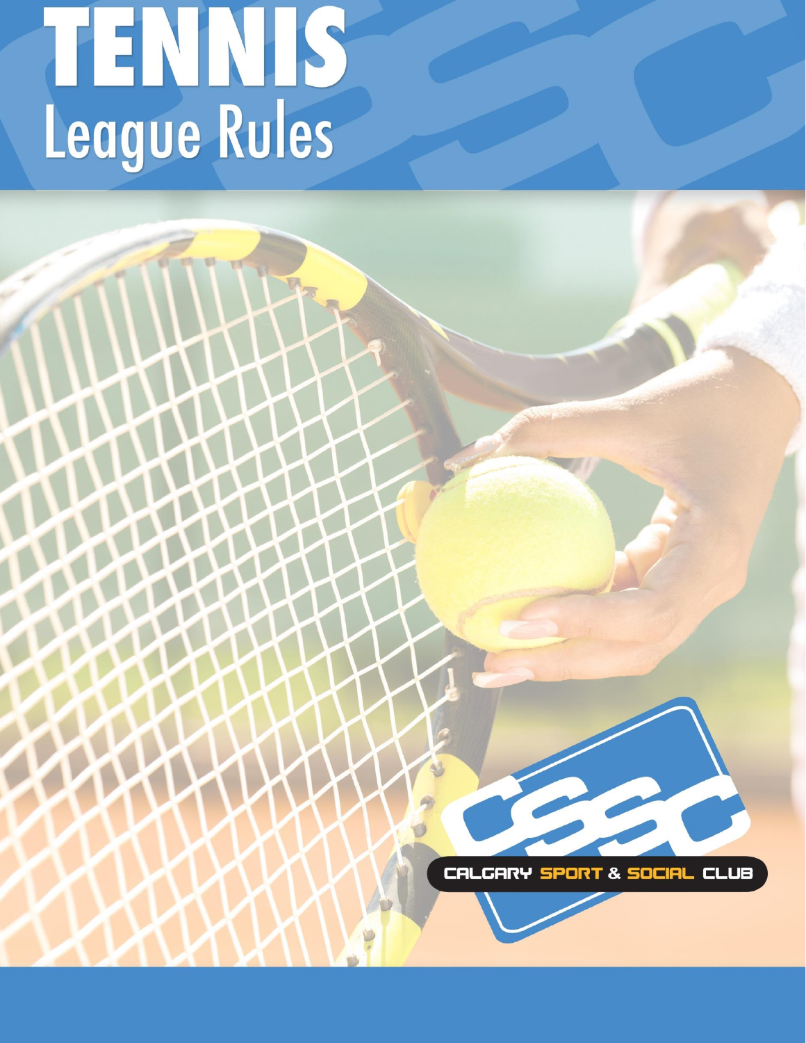# TENNIS
## League Rules

CALGARY SPORT & SOCIAL CLUB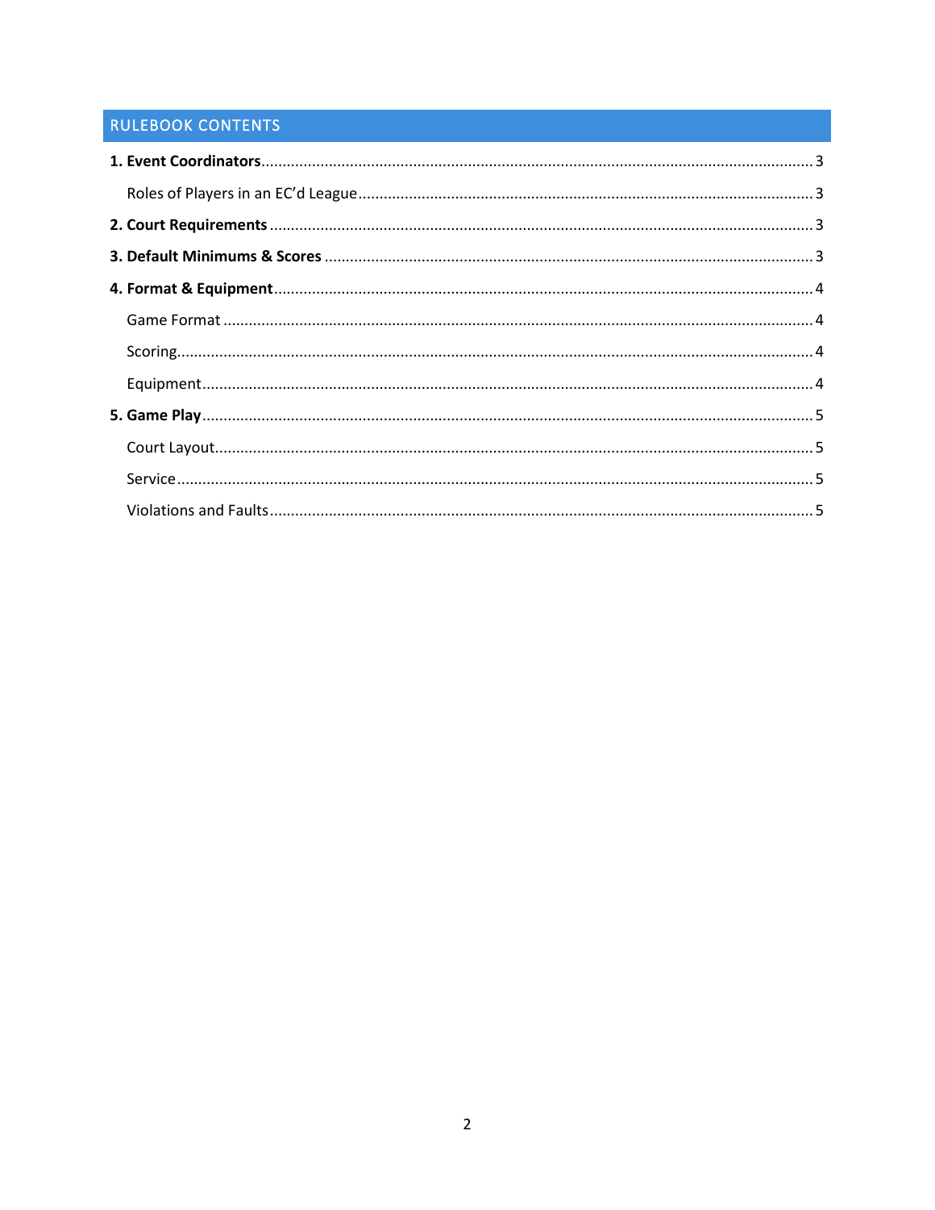## RULEBOOK CONTENTS

**1. Event Coordinators** .................................................. 3

Roles of Players in an EC'd League .................................................. 3

**2. Court Requirements** .................................................. 3

**3. Default Minimums & Scores** .................................................. 3

**4. Format & Equipment** .................................................. 4

Game Format .................................................. 4

Scoring .................................................. 4

Equipment .................................................. 4

**5. Game Play** .................................................. 5

Court Layout .................................................. 5

Service .................................................. 5

Violations and Faults .................................................. 5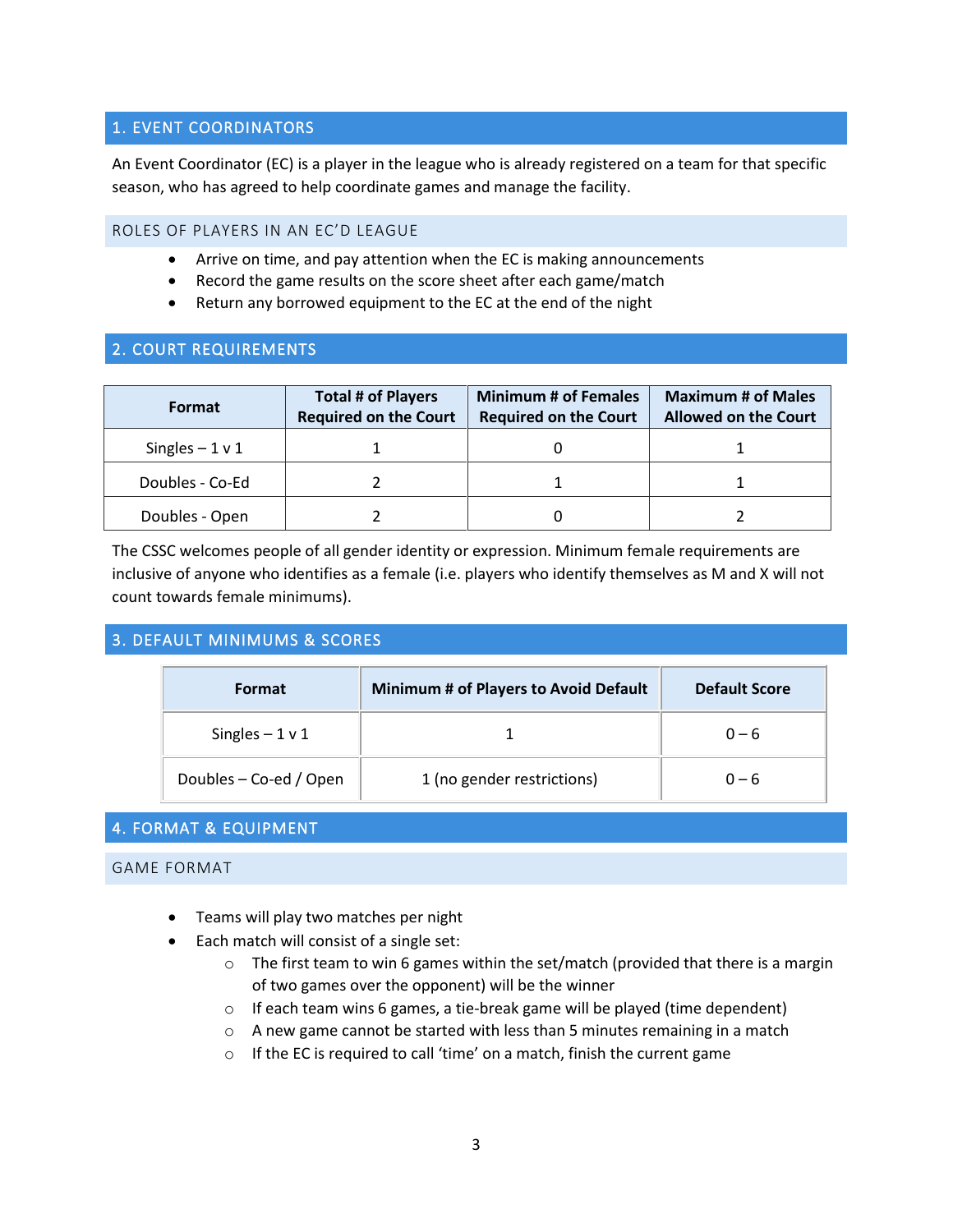## 1. EVENT COORDINATORS

An Event Coordinator (EC) is a player in the league who is already registered on a team for that specific season, who has agreed to help coordinate games and manage the facility.

### ROLES OF PLAYERS IN AN EC'D LEAGUE

- Arrive on time, and pay attention when the EC is making announcements
- Record the game results on the score sheet after each game/match
- Return any borrowed equipment to the EC at the end of the night

## 2. COURT REQUIREMENTS

| Format | Total # of Players Required on the Court | Minimum # of Females Required on the Court | Maximum # of Males Allowed on the Court |
|---|---|---|---|
| Singles – 1 v 1 | 1 | 0 | 1 |
| Doubles - Co-Ed | 2 | 1 | 1 |
| Doubles - Open | 2 | 0 | 2 |

The CSSC welcomes people of all gender identity or expression. Minimum female requirements are inclusive of anyone who identifies as a female (i.e. players who identify themselves as M and X will not count towards female minimums).

## 3. DEFAULT MINIMUMS & SCORES

| Format | Minimum # of Players to Avoid Default | Default Score |
|---|---|---|
| Singles – 1 v 1 | 1 | 0 – 6 |
| Doubles – Co-ed / Open | 1 (no gender restrictions) | 0 – 6 |

## 4. FORMAT & EQUIPMENT

### GAME FORMAT

- Teams will play two matches per night
- Each match will consist of a single set:
  - The first team to win 6 games within the set/match (provided that there is a margin of two games over the opponent) will be the winner
  - If each team wins 6 games, a tie-break game will be played (time dependent)
  - A new game cannot be started with less than 5 minutes remaining in a match
  - If the EC is required to call 'time' on a match, finish the current game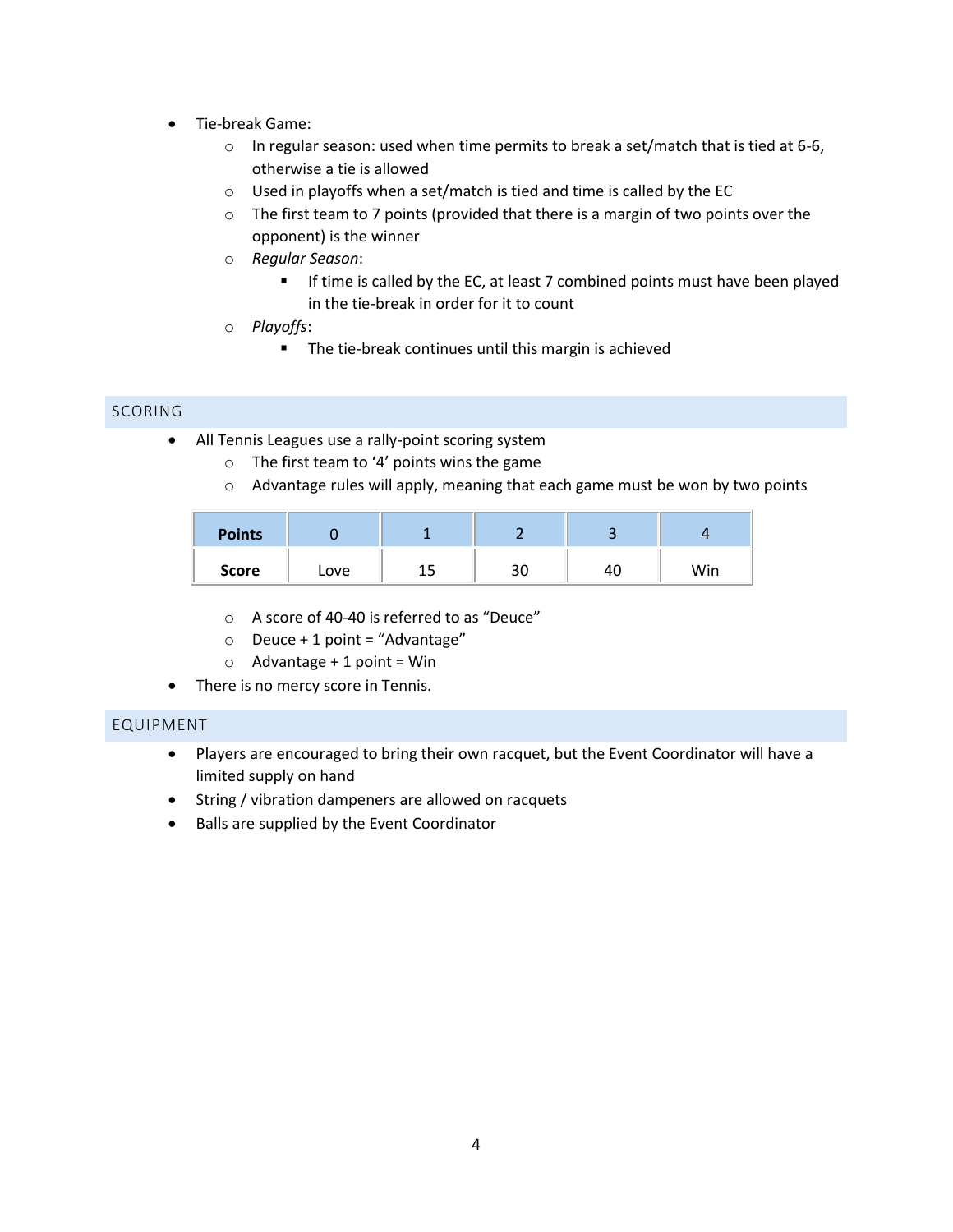- Tie-break Game:
  - In regular season: used when time permits to break a set/match that is tied at 6-6, otherwise a tie is allowed
  - Used in playoffs when a set/match is tied and time is called by the EC
  - The first team to 7 points (provided that there is a margin of two points over the opponent) is the winner
  - *Regular Season*:
    - If time is called by the EC, at least 7 combined points must have been played in the tie-break in order for it to count
  - *Playoffs*:
    - The tie-break continues until this margin is achieved

## SCORING

- All Tennis Leagues use a rally-point scoring system
  - The first team to '4' points wins the game
  - Advantage rules will apply, meaning that each game must be won by two points

| **Points** | 0 | 1 | 2 | 3 | 4 |
|---|---|---|---|---|---|
| **Score** | Love | 15 | 30 | 40 | Win |

  - A score of 40-40 is referred to as "Deuce"
  - Deuce + 1 point = "Advantage"
  - Advantage + 1 point = Win
- There is no mercy score in Tennis.

## EQUIPMENT

- Players are encouraged to bring their own racquet, but the Event Coordinator will have a limited supply on hand
- String / vibration dampeners are allowed on racquets
- Balls are supplied by the Event Coordinator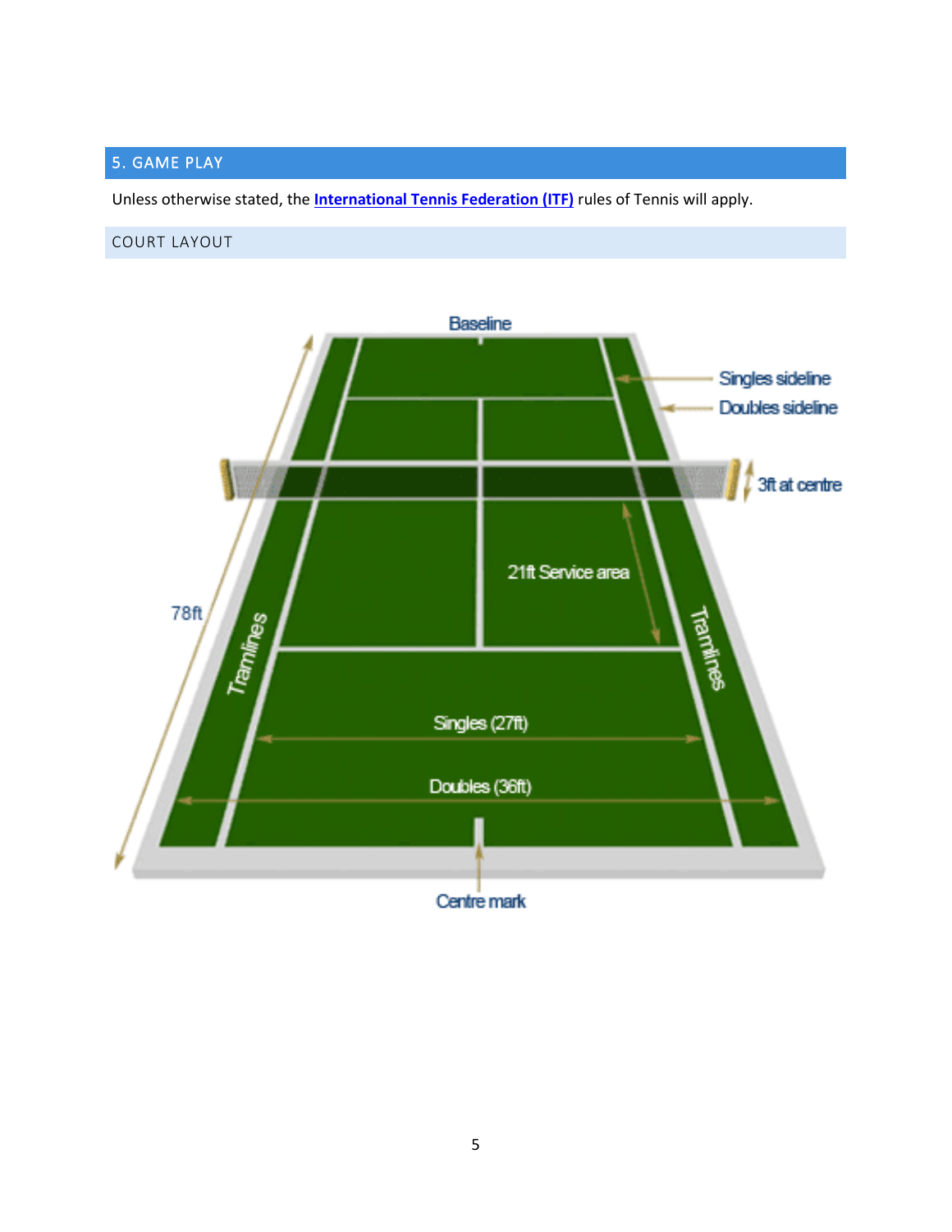## 5. GAME PLAY

Unless otherwise stated, the **International Tennis Federation (ITF)** rules of Tennis will apply.

### COURT LAYOUT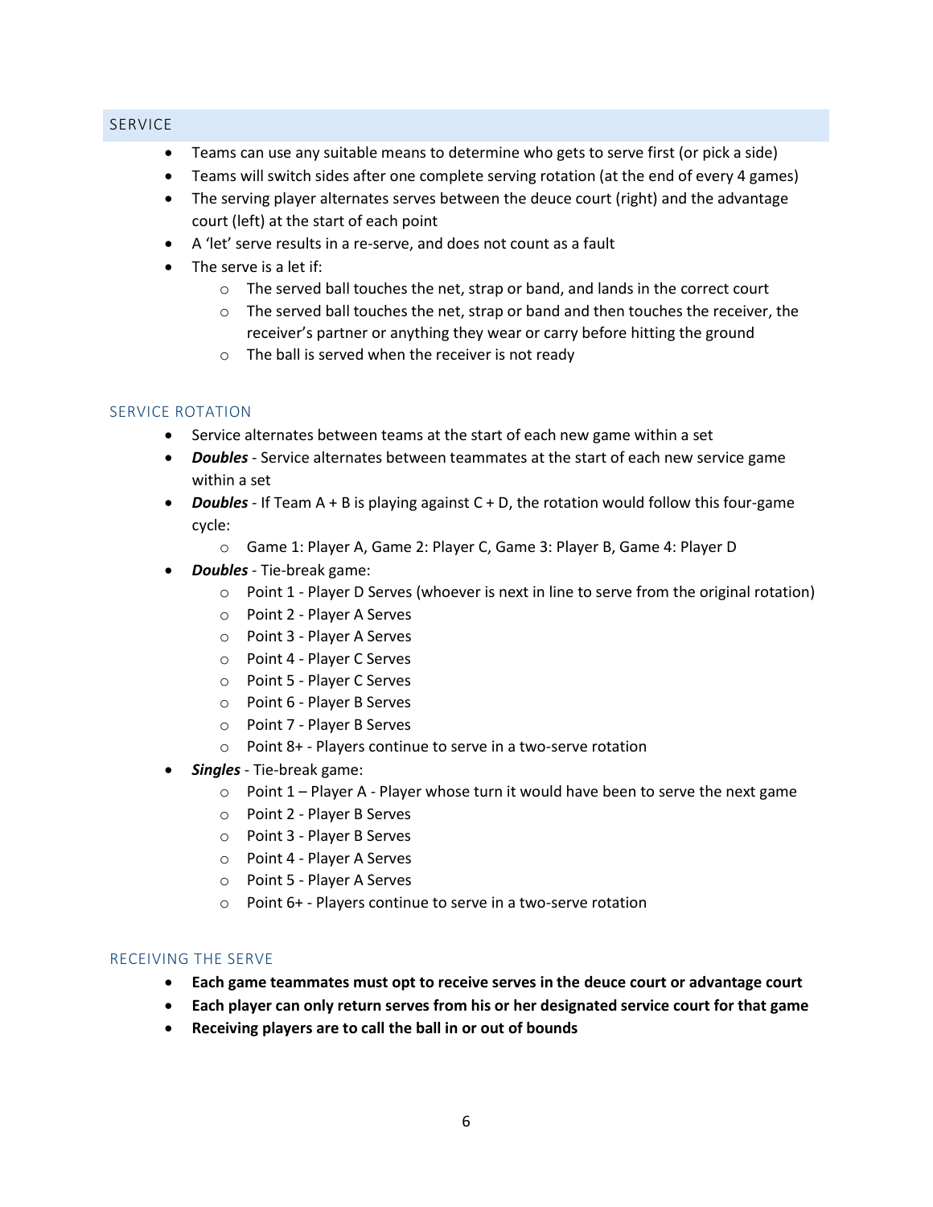## SERVICE

- Teams can use any suitable means to determine who gets to serve first (or pick a side)
- Teams will switch sides after one complete serving rotation (at the end of every 4 games)
- The serving player alternates serves between the deuce court (right) and the advantage court (left) at the start of each point
- A 'let' serve results in a re-serve, and does not count as a fault
- The serve is a let if:
    - The served ball touches the net, strap or band, and lands in the correct court
    - The served ball touches the net, strap or band and then touches the receiver, the receiver's partner or anything they wear or carry before hitting the ground
    - The ball is served when the receiver is not ready

### SERVICE ROTATION

- Service alternates between teams at the start of each new game within a set
- ***Doubles*** - Service alternates between teammates at the start of each new service game within a set
- ***Doubles*** - If Team A + B is playing against C + D, the rotation would follow this four-game cycle:
    - Game 1: Player A, Game 2: Player C, Game 3: Player B, Game 4: Player D
- ***Doubles*** - Tie-break game:
    - Point 1 - Player D Serves (whoever is next in line to serve from the original rotation)
    - Point 2 - Player A Serves
    - Point 3 - Player A Serves
    - Point 4 - Player C Serves
    - Point 5 - Player C Serves
    - Point 6 - Player B Serves
    - Point 7 - Player B Serves
    - Point 8+ - Players continue to serve in a two-serve rotation
- ***Singles*** - Tie-break game:
    - Point 1 – Player A - Player whose turn it would have been to serve the next game
    - Point 2 - Player B Serves
    - Point 3 - Player B Serves
    - Point 4 - Player A Serves
    - Point 5 - Player A Serves
    - Point 6+ - Players continue to serve in a two-serve rotation

### RECEIVING THE SERVE

- **Each game teammates must opt to receive serves in the deuce court or advantage court**
- **Each player can only return serves from his or her designated service court for that game**
- **Receiving players are to call the ball in or out of bounds**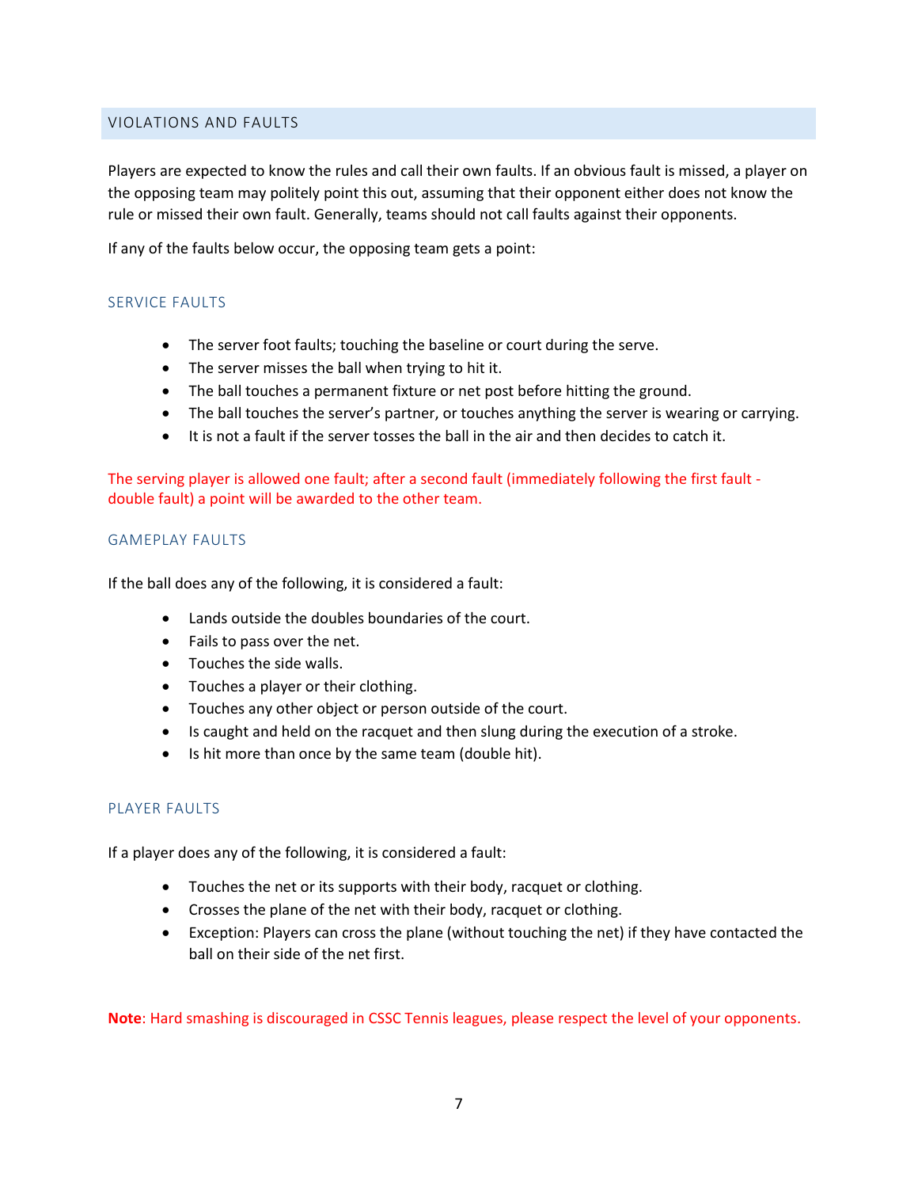## VIOLATIONS AND FAULTS

Players are expected to know the rules and call their own faults. If an obvious fault is missed, a player on the opposing team may politely point this out, assuming that their opponent either does not know the rule or missed their own fault. Generally, teams should not call faults against their opponents.

If any of the faults below occur, the opposing team gets a point:

### SERVICE FAULTS

- The server foot faults; touching the baseline or court during the serve.
- The server misses the ball when trying to hit it.
- The ball touches a permanent fixture or net post before hitting the ground.
- The ball touches the server's partner, or touches anything the server is wearing or carrying.
- It is not a fault if the server tosses the ball in the air and then decides to catch it.

The serving player is allowed one fault; after a second fault (immediately following the first fault - double fault) a point will be awarded to the other team.

### GAMEPLAY FAULTS

If the ball does any of the following, it is considered a fault:

- Lands outside the doubles boundaries of the court.
- Fails to pass over the net.
- Touches the side walls.
- Touches a player or their clothing.
- Touches any other object or person outside of the court.
- Is caught and held on the racquet and then slung during the execution of a stroke.
- Is hit more than once by the same team (double hit).

### PLAYER FAULTS

If a player does any of the following, it is considered a fault:

- Touches the net or its supports with their body, racquet or clothing.
- Crosses the plane of the net with their body, racquet or clothing.
- Exception: Players can cross the plane (without touching the net) if they have contacted the ball on their side of the net first.

**Note**: Hard smashing is discouraged in CSSC Tennis leagues, please respect the level of your opponents.